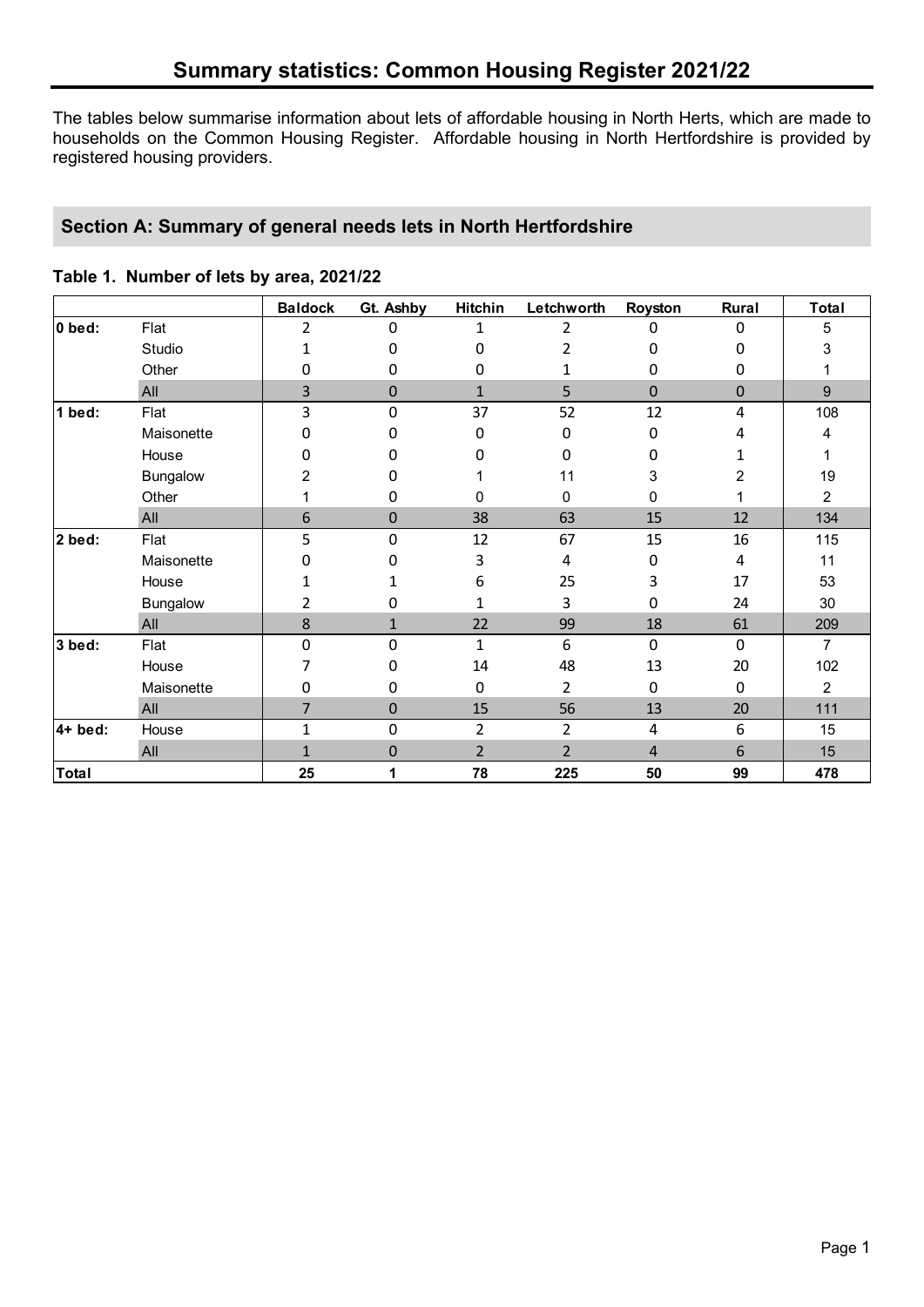# Summary statistics: Common Housing Register 2021/22

The tables below summarise information about lets of affordable housing in North Herts, which are made to households on the Common Housing Register. Affordable housing in North Hertfordshire is provided by registered housing providers.

## Section A: Summary of general needs lets in North Hertfordshire

**Table 1. Number of lets by area, 2021/22**

| | | Baldock | Gt. Ashby | Hitchin | Letchworth | Royston | Rural | Total |
|---|---|---|---|---|---|---|---|---|
| **0 bed:** | Flat | 2 | 0 | 1 | 2 | 0 | 0 | 5 |
| | Studio | 1 | 0 | 0 | 2 | 0 | 0 | 3 |
| | Other | 0 | 0 | 0 | 1 | 0 | 0 | 1 |
| | All | 3 | 0 | 1 | 5 | 0 | 0 | 9 |
| **1 bed:** | Flat | 3 | 0 | 37 | 52 | 12 | 4 | 108 |
| | Maisonette | 0 | 0 | 0 | 0 | 0 | 4 | 4 |
| | House | 0 | 0 | 0 | 0 | 0 | 1 | 1 |
| | Bungalow | 2 | 0 | 1 | 11 | 3 | 2 | 19 |
| | Other | 1 | 0 | 0 | 0 | 0 | 1 | 2 |
| | All | 6 | 0 | 38 | 63 | 15 | 12 | 134 |
| **2 bed:** | Flat | 5 | 0 | 12 | 67 | 15 | 16 | 115 |
| | Maisonette | 0 | 0 | 3 | 4 | 0 | 4 | 11 |
| | House | 1 | 1 | 6 | 25 | 3 | 17 | 53 |
| | Bungalow | 2 | 0 | 1 | 3 | 0 | 24 | 30 |
| | All | 8 | 1 | 22 | 99 | 18 | 61 | 209 |
| **3 bed:** | Flat | 0 | 0 | 1 | 6 | 0 | 0 | 7 |
| | House | 7 | 0 | 14 | 48 | 13 | 20 | 102 |
| | Maisonette | 0 | 0 | 0 | 2 | 0 | 0 | 2 |
| | All | 7 | 0 | 15 | 56 | 13 | 20 | 111 |
| **4+ bed:** | House | 1 | 0 | 2 | 2 | 4 | 6 | 15 |
| | All | 1 | 0 | 2 | 2 | 4 | 6 | 15 |
| **Total** | | **25** | **1** | **78** | **225** | **50** | **99** | **478** |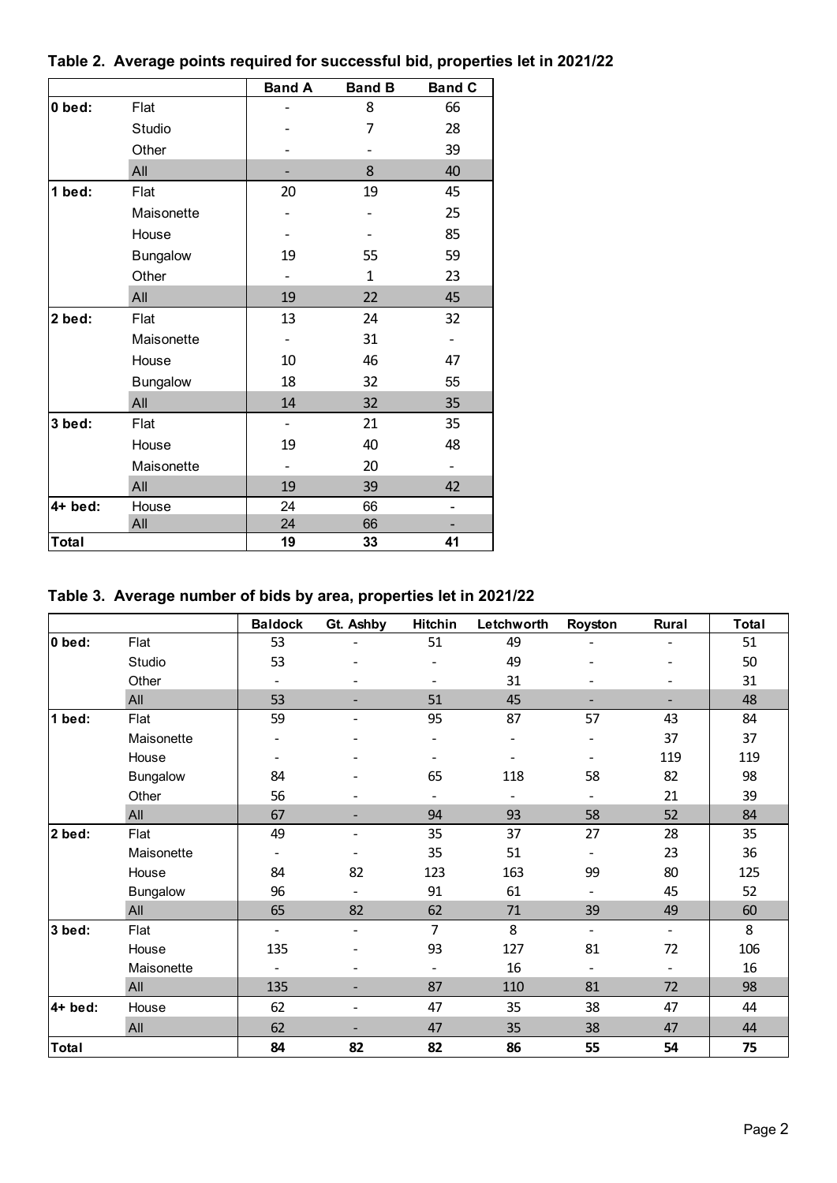**Table 2. Average points required for successful bid, properties let in 2021/22**

| | | Band A | Band B | Band C |
|---|---|---|---|---|
| **0 bed:** | Flat | - | 8 | 66 |
| | Studio | - | 7 | 28 |
| | Other | - | - | 39 |
| | All | - | 8 | 40 |
| **1 bed:** | Flat | 20 | 19 | 45 |
| | Maisonette | - | - | 25 |
| | House | - | - | 85 |
| | Bungalow | 19 | 55 | 59 |
| | Other | - | 1 | 23 |
| | All | 19 | 22 | 45 |
| **2 bed:** | Flat | 13 | 24 | 32 |
| | Maisonette | - | 31 | - |
| | House | 10 | 46 | 47 |
| | Bungalow | 18 | 32 | 55 |
| | All | 14 | 32 | 35 |
| **3 bed:** | Flat | - | 21 | 35 |
| | House | 19 | 40 | 48 |
| | Maisonette | - | 20 | - |
| | All | 19 | 39 | 42 |
| **4+ bed:** | House | 24 | 66 | - |
| | All | 24 | 66 | - |
| **Total** | | **19** | **33** | **41** |

**Table 3. Average number of bids by area, properties let in 2021/22**

| | | Baldock | Gt. Ashby | Hitchin | Letchworth | Royston | Rural | Total |
|---|---|---|---|---|---|---|---|---|
| **0 bed:** | Flat | 53 | - | 51 | 49 | - | - | 51 |
| | Studio | 53 | - | - | 49 | - | - | 50 |
| | Other | - | - | - | 31 | - | - | 31 |
| | All | 53 | - | 51 | 45 | - | - | 48 |
| **1 bed:** | Flat | 59 | - | 95 | 87 | 57 | 43 | 84 |
| | Maisonette | - | - | - | - | - | 37 | 37 |
| | House | - | - | - | - | - | 119 | 119 |
| | Bungalow | 84 | - | 65 | 118 | 58 | 82 | 98 |
| | Other | 56 | - | - | - | - | 21 | 39 |
| | All | 67 | - | 94 | 93 | 58 | 52 | 84 |
| **2 bed:** | Flat | 49 | - | 35 | 37 | 27 | 28 | 35 |
| | Maisonette | - | - | 35 | 51 | - | 23 | 36 |
| | House | 84 | 82 | 123 | 163 | 99 | 80 | 125 |
| | Bungalow | 96 | - | 91 | 61 | - | 45 | 52 |
| | All | 65 | 82 | 62 | 71 | 39 | 49 | 60 |
| **3 bed:** | Flat | - | - | 7 | 8 | - | - | 8 |
| | House | 135 | - | 93 | 127 | 81 | 72 | 106 |
| | Maisonette | - | - | - | 16 | - | - | 16 |
| | All | 135 | - | 87 | 110 | 81 | 72 | 98 |
| **4+ bed:** | House | 62 | - | 47 | 35 | 38 | 47 | 44 |
| | All | 62 | - | 47 | 35 | 38 | 47 | 44 |
| **Total** | | **84** | **82** | **82** | **86** | **55** | **54** | **75** |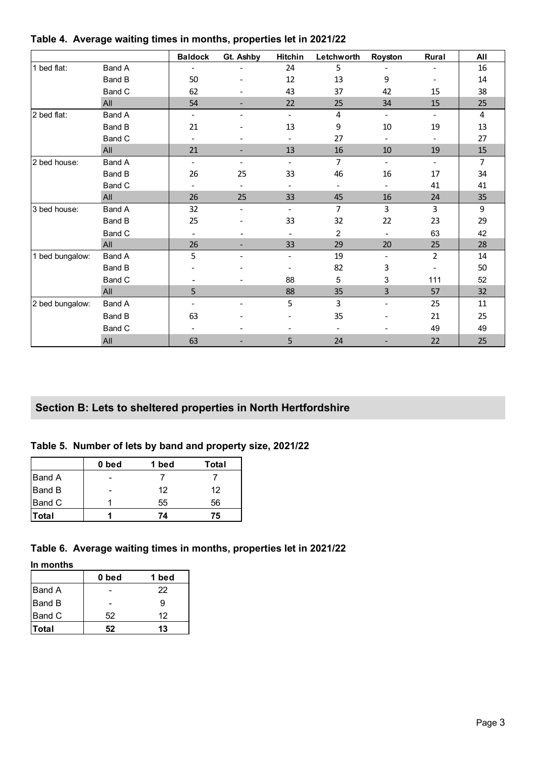**Table 4. Average waiting times in months, properties let in 2021/22**

| | | Baldock | Gt. Ashby | Hitchin | Letchworth | Royston | Rural | All |
|---|---|---|---|---|---|---|---|---|
| 1 bed flat: | Band A | - | - | 24 | 5 | - | - | 16 |
| | Band B | 50 | - | 12 | 13 | 9 | - | 14 |
| | Band C | 62 | - | 43 | 37 | 42 | 15 | 38 |
| | All | 54 | - | 22 | 25 | 34 | 15 | 25 |
| 2 bed flat: | Band A | - | - | - | 4 | - | - | 4 |
| | Band B | 21 | - | 13 | 9 | 10 | 19 | 13 |
| | Band C | - | - | - | 27 | - | - | 27 |
| | All | 21 | - | 13 | 16 | 10 | 19 | 15 |
| 2 bed house: | Band A | - | - | - | 7 | - | - | 7 |
| | Band B | 26 | 25 | 33 | 46 | 16 | 17 | 34 |
| | Band C | - | - | - | - | - | 41 | 41 |
| | All | 26 | 25 | 33 | 45 | 16 | 24 | 35 |
| 3 bed house: | Band A | 32 | - | - | 7 | 3 | 3 | 9 |
| | Band B | 25 | - | 33 | 32 | 22 | 23 | 29 |
| | Band C | - | - | - | 2 | - | 63 | 42 |
| | All | 26 | - | 33 | 29 | 20 | 25 | 28 |
| 1 bed bungalow: | Band A | 5 | - | - | 19 | - | 2 | 14 |
| | Band B | - | - | - | 82 | 3 | - | 50 |
| | Band C | - | - | 88 | 5 | 3 | 111 | 52 |
| | All | 5 | | 88 | 35 | 3 | 57 | 32 |
| 2 bed bungalow: | Band A | - | - | 5 | 3 | - | 25 | 11 |
| | Band B | 63 | - | - | 35 | - | 21 | 25 |
| | Band C | - | - | - | - | - | 49 | 49 |
| | All | 63 | - | 5 | 24 | - | 22 | 25 |

## Section B: Lets to sheltered properties in North Hertfordshire

**Table 5. Number of lets by band and property size, 2021/22**

| | 0 bed | 1 bed | Total |
|---|---|---|---|
| Band A | - | 7 | 7 |
| Band B | - | 12 | 12 |
| Band C | 1 | 55 | 56 |
| **Total** | **1** | **74** | **75** |

**Table 6. Average waiting times in months, properties let in 2021/22**

**In months**

| | 0 bed | 1 bed |
|---|---|---|
| Band A | - | 22 |
| Band B | - | 9 |
| Band C | 52 | 12 |
| **Total** | **52** | **13** |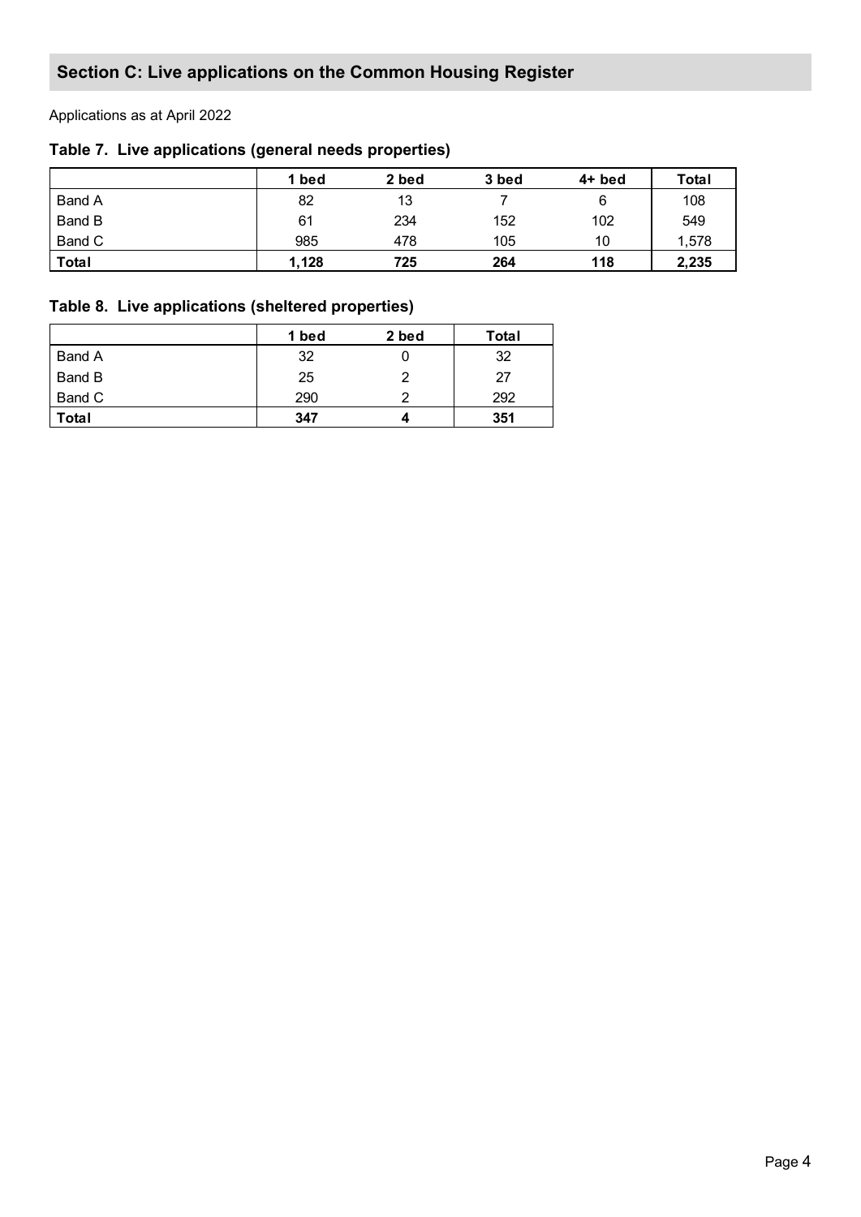## Section C: Live applications on the Common Housing Register

Applications as at April 2022

### Table 7. Live applications (general needs properties)

| | 1 bed | 2 bed | 3 bed | 4+ bed | Total |
|---|---|---|---|---|---|
| Band A | 82 | 13 | 7 | 6 | 108 |
| Band B | 61 | 234 | 152 | 102 | 549 |
| Band C | 985 | 478 | 105 | 10 | 1,578 |
| **Total** | **1,128** | **725** | **264** | **118** | **2,235** |

### Table 8. Live applications (sheltered properties)

| | 1 bed | 2 bed | Total |
|---|---|---|---|
| Band A | 32 | 0 | 32 |
| Band B | 25 | 2 | 27 |
| Band C | 290 | 2 | 292 |
| **Total** | **347** | **4** | **351** |